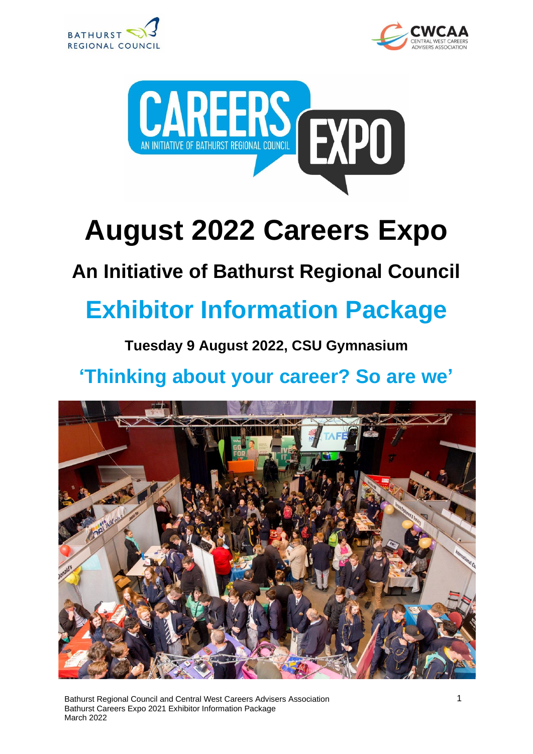# August 2022 Careers Expo

## An Initiative of Bathurst Regional Council

## Exhibitor Information Package

**Tuesday 9 August 2022, CSU Gymnasium**

## 'Thinking about your career? So are we'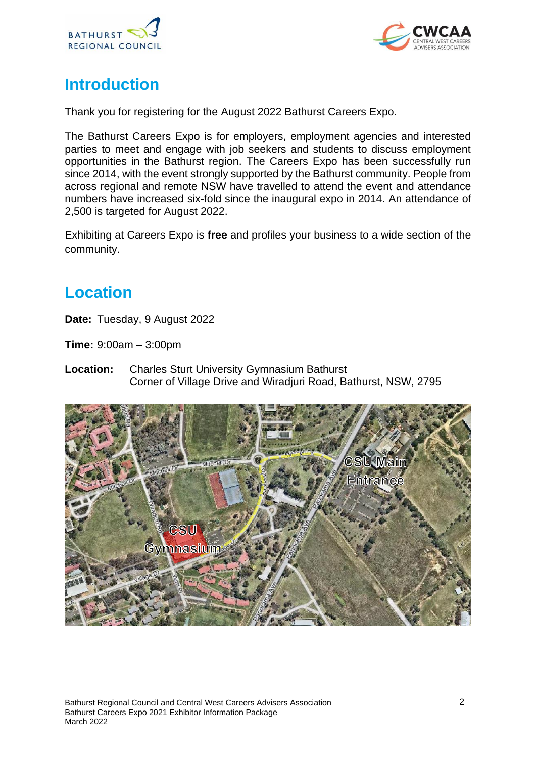## Introduction

Thank you for registering for the August 2022 Bathurst Careers Expo.

The Bathurst Careers Expo is for employers, employment agencies and interested parties to meet and engage with job seekers and students to discuss employment opportunities in the Bathurst region. The Careers Expo has been successfully run since 2014, with the event strongly supported by the Bathurst community. People from across regional and remote NSW have travelled to attend the event and attendance numbers have increased six-fold since the inaugural expo in 2014. An attendance of 2,500 is targeted for August 2022.

Exhibiting at Careers Expo is **free** and profiles your business to a wide section of the community.

## Location

**Date:** Tuesday, 9 August 2022

**Time:** 9:00am – 3:00pm

**Location:** Charles Sturt University Gymnasium Bathurst
Corner of Village Drive and Wiradjuri Road, Bathurst, NSW, 2795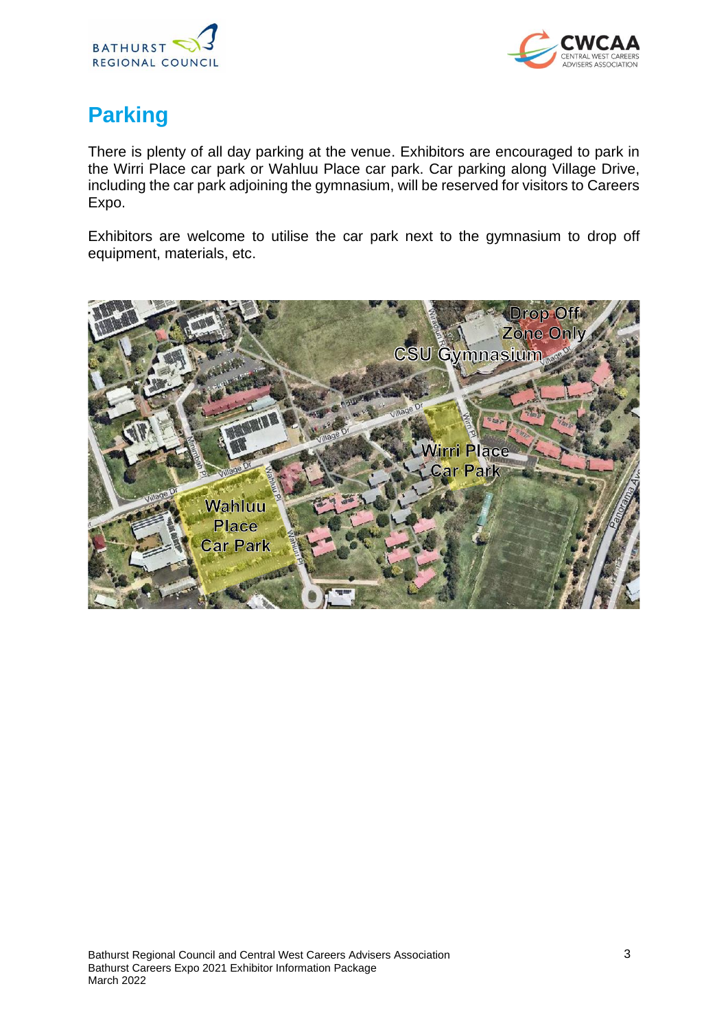## Parking

There is plenty of all day parking at the venue. Exhibitors are encouraged to park in the Wirri Place car park or Wahluu Place car park. Car parking along Village Drive, including the car park adjoining the gymnasium, will be reserved for visitors to Careers Expo.

Exhibitors are welcome to utilise the car park next to the gymnasium to drop off equipment, materials, etc.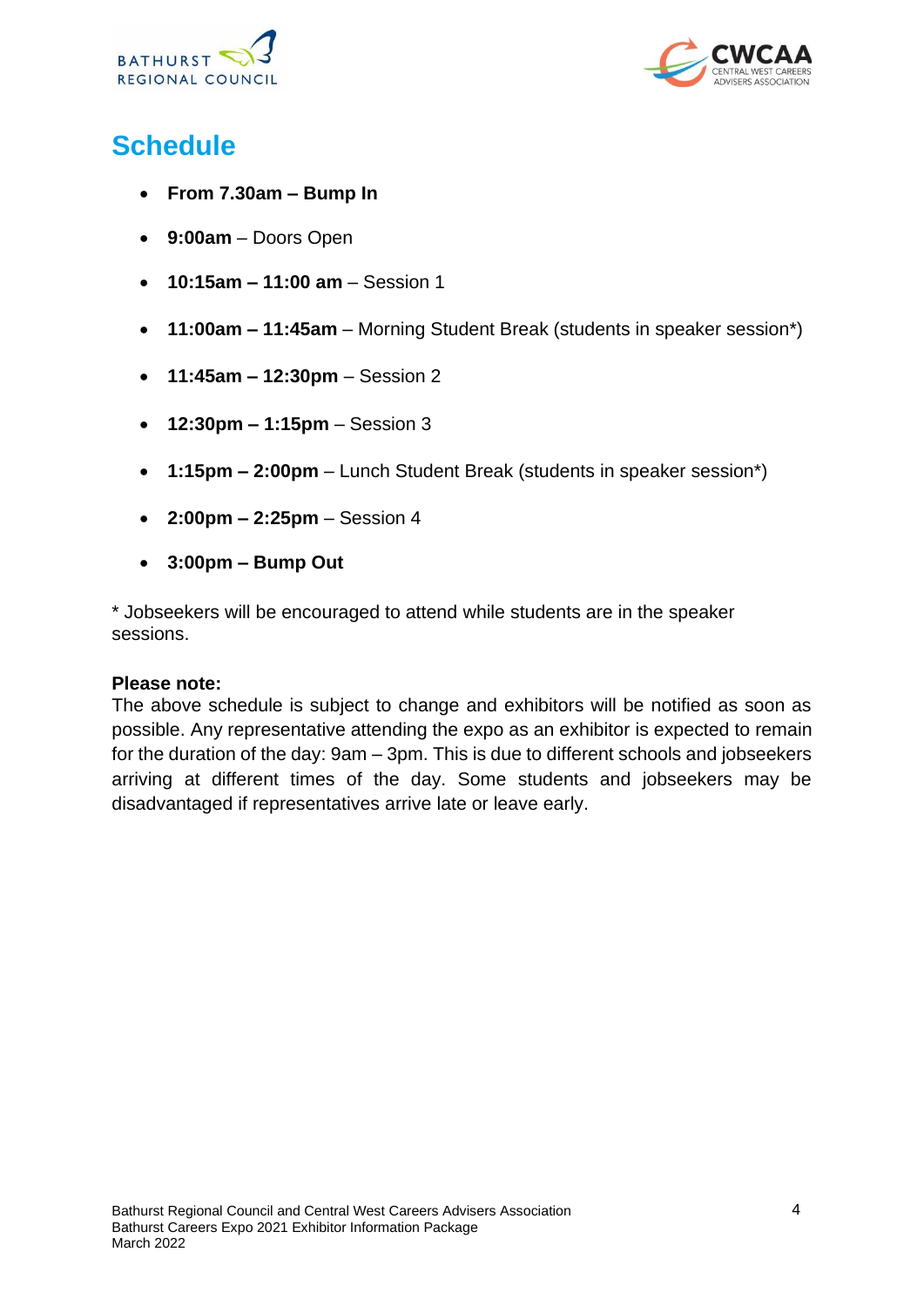# Schedule

- **From 7.30am – Bump In**
- **9:00am** – Doors Open
- **10:15am – 11:00 am** – Session 1
- **11:00am – 11:45am** – Morning Student Break (students in speaker session*)
- **11:45am – 12:30pm** – Session 2
- **12:30pm – 1:15pm** – Session 3
- **1:15pm – 2:00pm** – Lunch Student Break (students in speaker session*)
- **2:00pm – 2:25pm** – Session 4
- **3:00pm – Bump Out**

* Jobseekers will be encouraged to attend while students are in the speaker sessions.

**Please note:**
The above schedule is subject to change and exhibitors will be notified as soon as possible. Any representative attending the expo as an exhibitor is expected to remain for the duration of the day: 9am – 3pm. This is due to different schools and jobseekers arriving at different times of the day. Some students and jobseekers may be disadvantaged if representatives arrive late or leave early.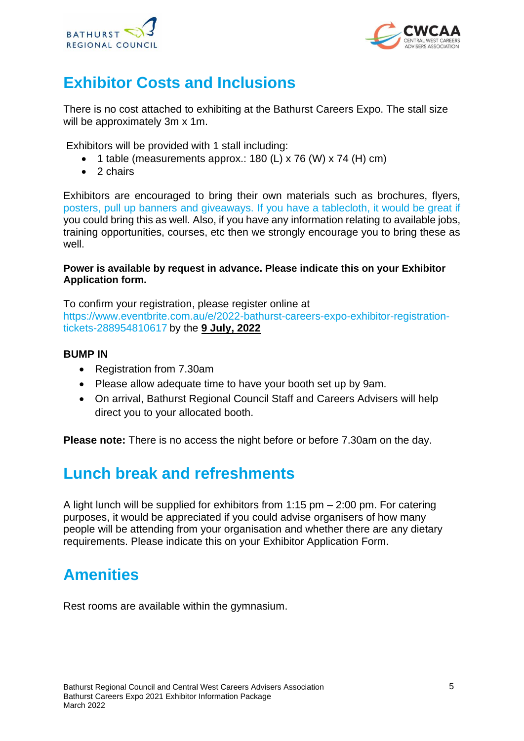## Exhibitor Costs and Inclusions

There is no cost attached to exhibiting at the Bathurst Careers Expo. The stall size will be approximately 3m x 1m.

Exhibitors will be provided with 1 stall including:

- 1 table (measurements approx.: 180 (L) x 76 (W) x 74 (H) cm)
- 2 chairs

Exhibitors are encouraged to bring their own materials such as brochures, flyers, posters, pull up banners and giveaways. If you have a tablecloth, it would be great if you could bring this as well. Also, if you have any information relating to available jobs, training opportunities, courses, etc then we strongly encourage you to bring these as well.

**Power is available by request in advance. Please indicate this on your Exhibitor Application form.**

To confirm your registration, please register online at https://www.eventbrite.com.au/e/2022-bathurst-careers-expo-exhibitor-registration-tickets-288954810617 by the **9 July, 2022**

**BUMP IN**

- Registration from 7.30am
- Please allow adequate time to have your booth set up by 9am.
- On arrival, Bathurst Regional Council Staff and Careers Advisers will help direct you to your allocated booth.

**Please note:** There is no access the night before or before 7.30am on the day.

## Lunch break and refreshments

A light lunch will be supplied for exhibitors from 1:15 pm – 2:00 pm. For catering purposes, it would be appreciated if you could advise organisers of how many people will be attending from your organisation and whether there are any dietary requirements. Please indicate this on your Exhibitor Application Form.

## Amenities

Rest rooms are available within the gymnasium.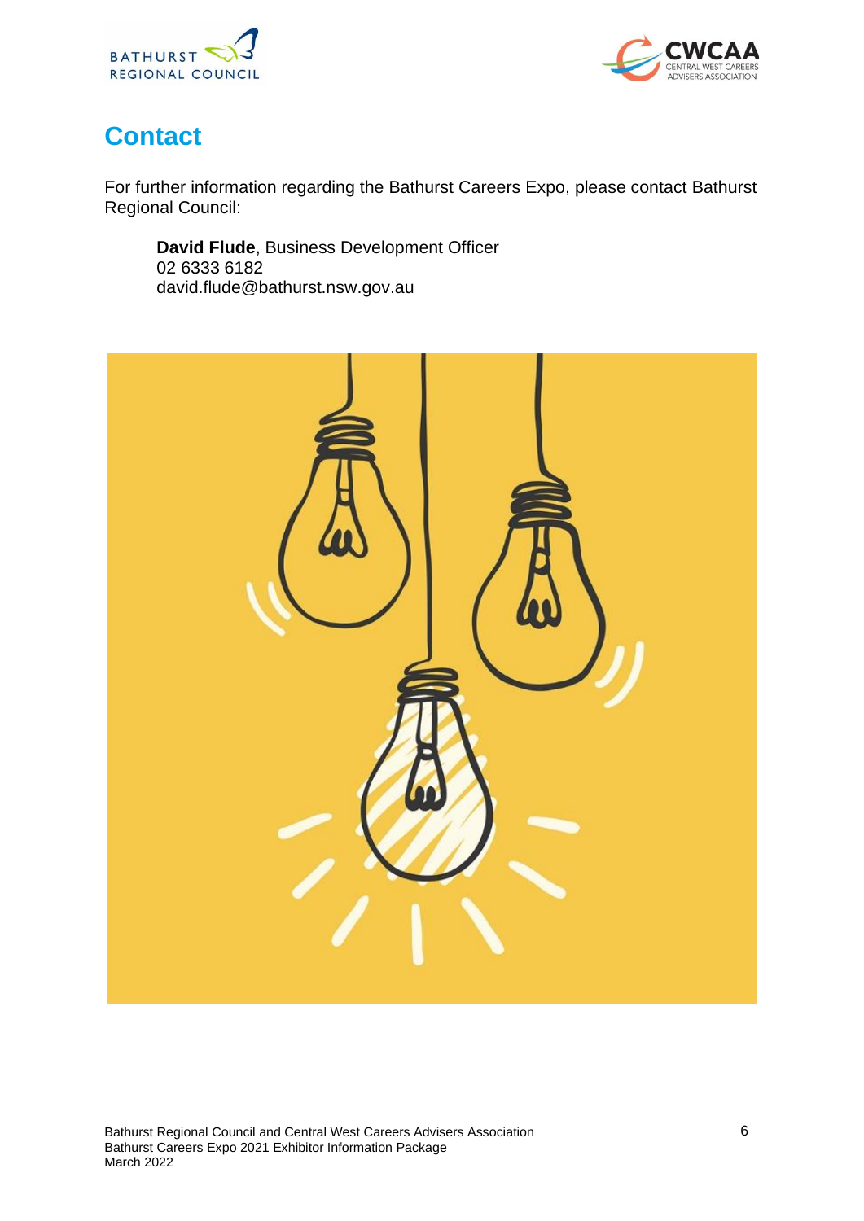## Contact

For further information regarding the Bathurst Careers Expo, please contact Bathurst Regional Council:

**David Flude**, Business Development Officer
02 6333 6182
david.flude@bathurst.nsw.gov.au